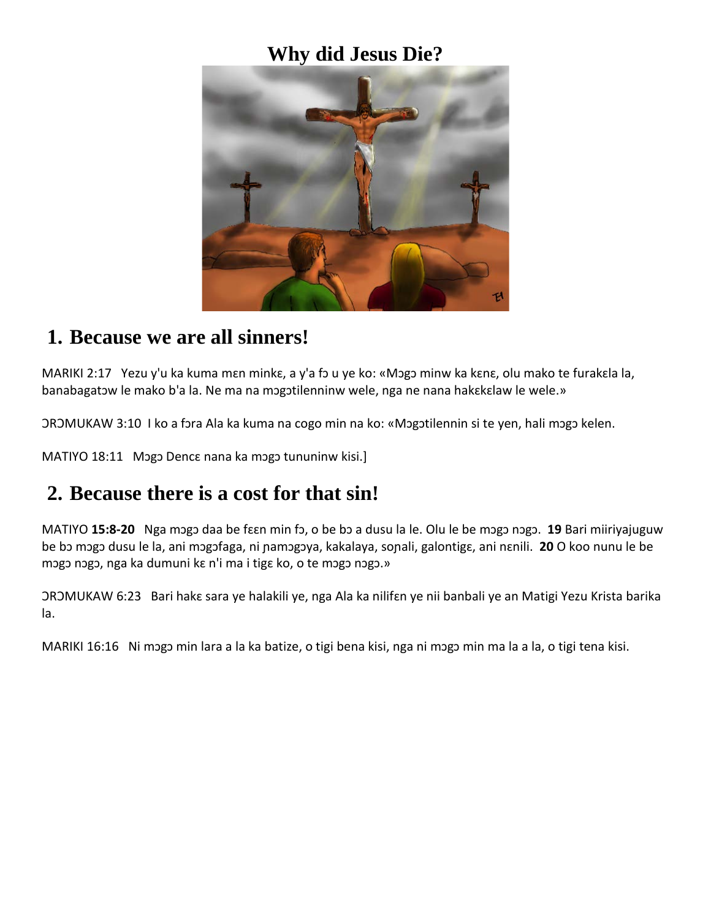# Why did Jesus Die?

## 1. Because we are all sinners!

MARIKI 2:17   Yezu y'u ka kuma mɛn minkɛ, a y'a fɔ u ye ko: «Mɔgɔ minw ka kɛnɛ, olu mako te furakɛla la, banabagatɔw le mako b'a la. Ne ma na mɔgɔtilenninw wele, nga ne nana hakɛkɛlaw le wele.»

ƆRƆMUKAW 3:10  I ko a fɔra Ala ka kuma na cogo min na ko: «Mɔgɔtilennin si te yen, hali mɔgɔ kelen.

MATIYO 18:11   Mɔgɔ Dencɛ nana ka mɔgɔ tununinw kisi.]

## 2. Because there is a cost for that sin!

MATIYO **15:8-20**   Nga mɔgɔ daa be fɛɛn min fɔ, o be bɔ a dusu la le. Olu le be mɔgɔ nɔgɔ.  **19** Bari miiriyajuguw be bɔ mɔgɔ dusu le la, ani mɔgɔfaga, ni ɲamɔgɔya, kakalaya, soɲali, galontigɛ, ani nɛnili.  **20** O koo nunu le be mɔgɔ nɔgɔ, nga ka dumuni kɛ n'i ma i tigɛ ko, o te mɔgɔ nɔgɔ.»

ƆRƆMUKAW 6:23   Bari hakɛ sara ye halakili ye, nga Ala ka nilifɛn ye nii banbali ye an Matigi Yezu Krista barika la.

MARIKI 16:16   Ni mɔgɔ min lara a la ka batize, o tigi bena kisi, nga ni mɔgɔ min ma la a la, o tigi tena kisi.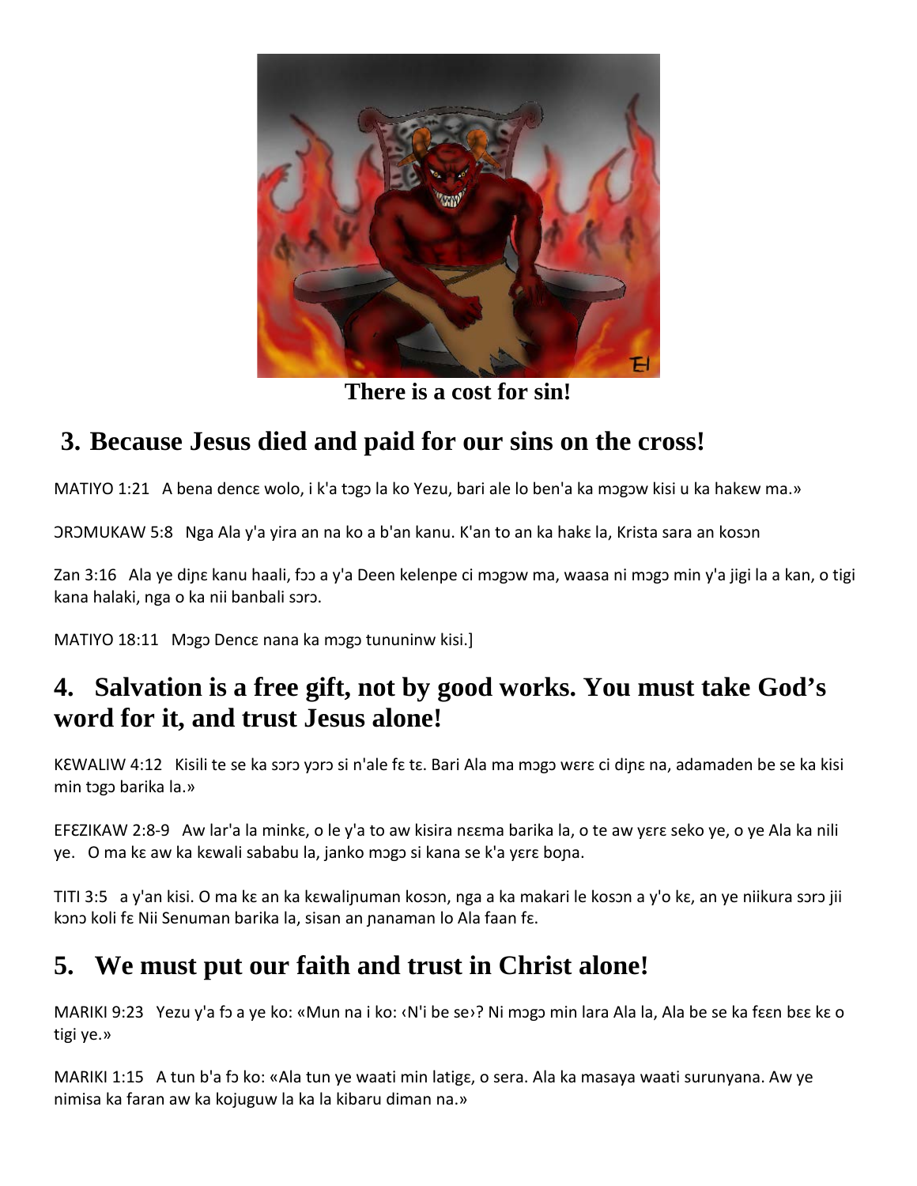There is a cost for sin!

## 3. Because Jesus died and paid for our sins on the cross!

MATIYO 1:21   A bena dencɛ wolo, i k'a tɔgɔ la ko Yezu, bari ale lo ben'a ka mɔgɔw kisi u ka hakɛw ma.»

ƆRƆMUKAW 5:8   Nga Ala y'a yira an na ko a b'an kanu. K'an to an ka hakɛ la, Krista sara an kosɔn

Zan 3:16   Ala ye diɲɛ kanu haali, fɔɔ a y'a Deen kelenpe ci mɔgɔw ma, waasa ni mɔgɔ min y'a jigi la a kan, o tigi kana halaki, nga o ka nii banbali sɔrɔ.

MATIYO 18:11   Mɔgɔ Dencɛ nana ka mɔgɔ tununinw kisi.]

## 4. Salvation is a free gift, not by good works. You must take God's word for it, and trust Jesus alone!

KƐWALIW 4:12   Kisili te se ka sɔrɔ yɔrɔ si n'ale fɛ tɛ. Bari Ala ma mɔgɔ wɛrɛ ci diɲɛ na, adamaden be se ka kisi min tɔgɔ barika la.»

EFƐZIKAW 2:8-9   Aw lar'a la minkɛ, o le y'a to aw kisira nɛɛma barika la, o te aw yɛrɛ seko ye, o ye Ala ka nili ye.   O ma kɛ aw ka kɛwali sababu la, janko mɔgɔ si kana se k'a yɛrɛ boɲa.

TITI 3:5   a y'an kisi. O ma kɛ an ka kɛwaliɲuman kosɔn, nga a ka makari le kosɔn a y'o kɛ, an ye niikura sɔrɔ jii kɔnɔ koli fɛ Nii Senuman barika la, sisan an ɲanaman lo Ala faan fɛ.

## 5. We must put our faith and trust in Christ alone!

MARIKI 9:23   Yezu y'a fɔ a ye ko: «Mun na i ko: ‹N'i be se›? Ni mɔgɔ min lara Ala la, Ala be se ka fɛɛn bɛɛ kɛ o tigi ye.»

MARIKI 1:15   A tun b'a fɔ ko: «Ala tun ye waati min latigɛ, o sera. Ala ka masaya waati surunyana. Aw ye nimisa ka faran aw ka kojuguw la ka la kibaru diman na.»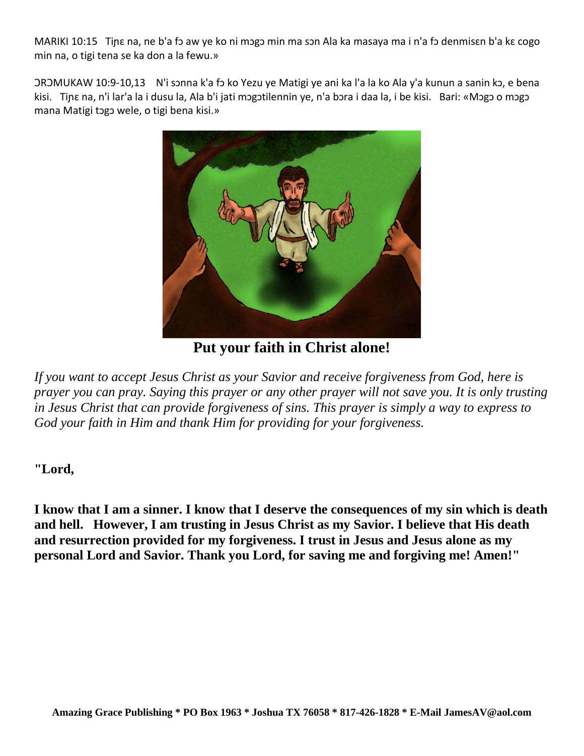MARIKI 10:15 Tiɲɛ na, ne b'a fɔ aw ye ko ni mɔgɔ min ma sɔn Ala ka masaya ma i n'a fɔ denmisɛn b'a kɛ cogo min na, o tigi tena se ka don a la fewu.»

ƆRƆMUKAW 10:9-10,13 N'i sɔnna k'a fɔ ko Yezu ye Matigi ye ani ka l'a la ko Ala y'a kunun a sanin kɔ, e bena kisi. Tiɲɛ na, n'i lar'a la i dusu la, Ala b'i jati mɔgɔtilennin ye, n'a bɔra i daa la, i be kisi. Bari: «Mɔgɔ o mɔgɔ mana Matigi tɔgɔ wele, o tigi bena kisi.»

**Put your faith in Christ alone!**

*If you want to accept Jesus Christ as your Savior and receive forgiveness from God, here is prayer you can pray. Saying this prayer or any other prayer will not save you. It is only trusting in Jesus Christ that can provide forgiveness of sins. This prayer is simply a way to express to God your faith in Him and thank Him for providing for your forgiveness.*

**"Lord,**

**I know that I am a sinner. I know that I deserve the consequences of my sin which is death and hell. However, I am trusting in Jesus Christ as my Savior. I believe that His death and resurrection provided for my forgiveness. I trust in Jesus and Jesus alone as my personal Lord and Savior. Thank you Lord, for saving me and forgiving me! Amen!"**

**Amazing Grace Publishing * PO Box 1963 * Joshua TX 76058 * 817-426-1828 * E-Mail JamesAV@aol.com**